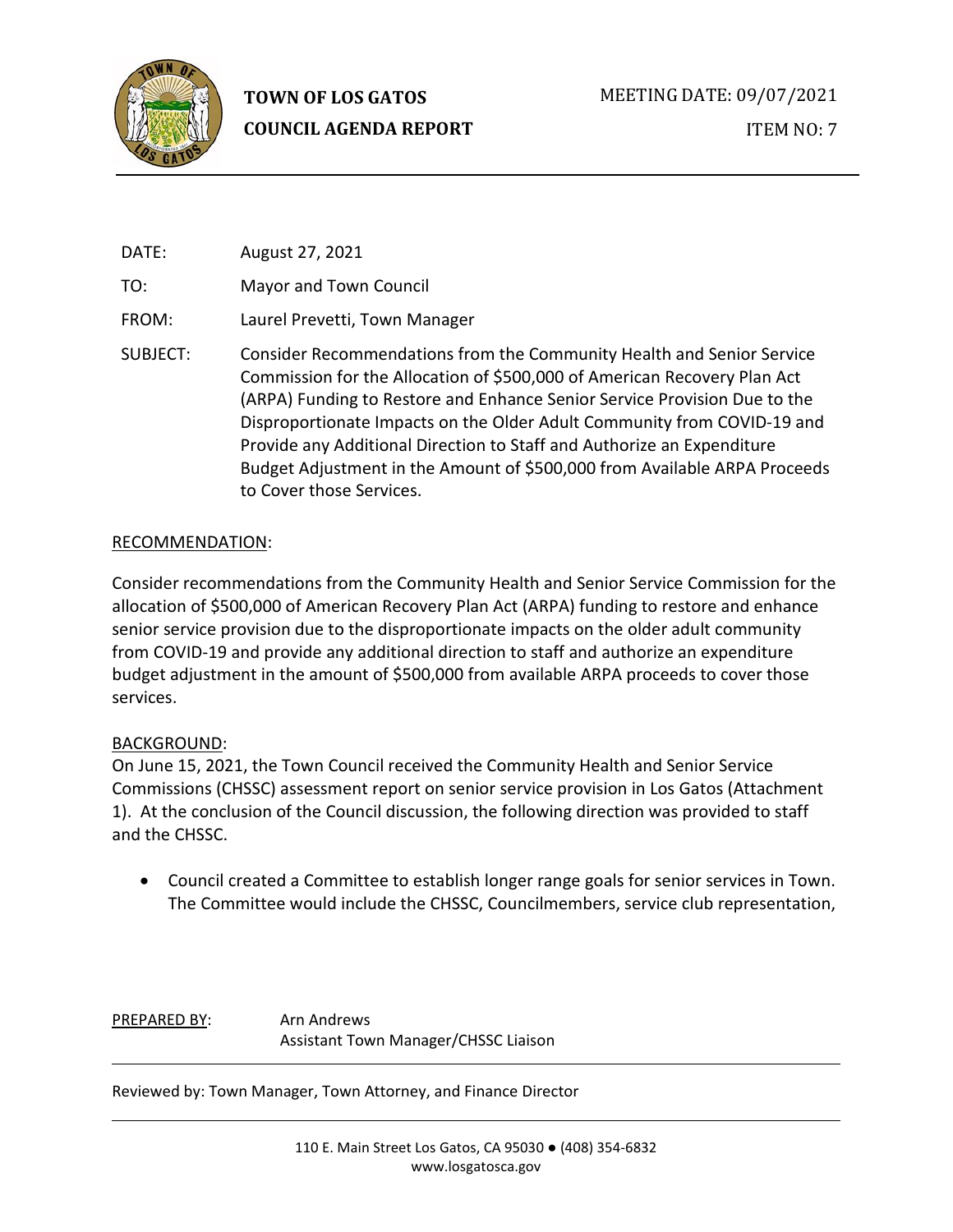**TOWN OF LOS GATOS**
**COUNCIL AGENDA REPORT**

MEETING DATE: 09/07/2021

ITEM NO: 7

DATE: August 27, 2021

TO: Mayor and Town Council

FROM: Laurel Prevetti, Town Manager

SUBJECT: Consider Recommendations from the Community Health and Senior Service Commission for the Allocation of $500,000 of American Recovery Plan Act (ARPA) Funding to Restore and Enhance Senior Service Provision Due to the Disproportionate Impacts on the Older Adult Community from COVID-19 and Provide any Additional Direction to Staff and Authorize an Expenditure Budget Adjustment in the Amount of $500,000 from Available ARPA Proceeds to Cover those Services.

RECOMMENDATION:

Consider recommendations from the Community Health and Senior Service Commission for the allocation of $500,000 of American Recovery Plan Act (ARPA) funding to restore and enhance senior service provision due to the disproportionate impacts on the older adult community from COVID-19 and provide any additional direction to staff and authorize an expenditure budget adjustment in the amount of $500,000 from available ARPA proceeds to cover those services.

BACKGROUND:

On June 15, 2021, the Town Council received the Community Health and Senior Service Commissions (CHSSC) assessment report on senior service provision in Los Gatos (Attachment 1). At the conclusion of the Council discussion, the following direction was provided to staff and the CHSSC.

- Council created a Committee to establish longer range goals for senior services in Town. The Committee would include the CHSSC, Councilmembers, service club representation,

PREPARED BY: Arn Andrews
Assistant Town Manager/CHSSC Liaison

Reviewed by: Town Manager, Town Attorney, and Finance Director

110 E. Main Street Los Gatos, CA 95030 ● (408) 354-6832
www.losgatosca.gov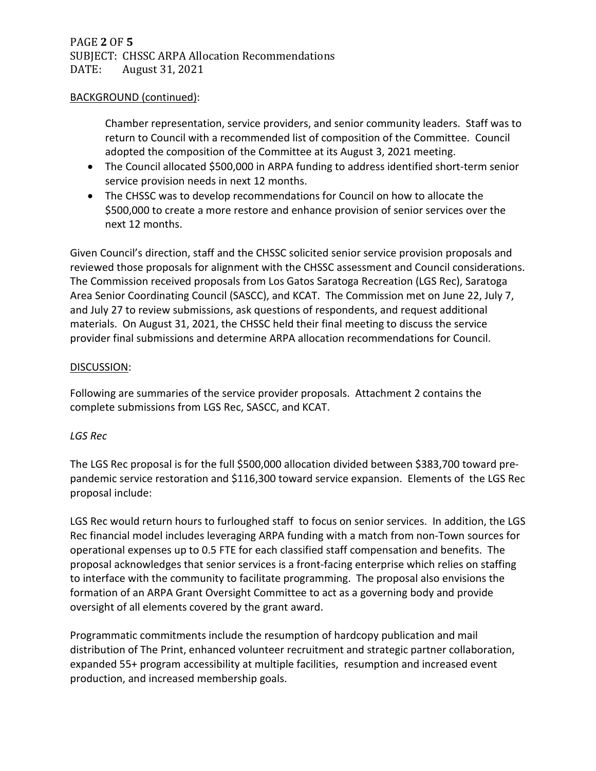BACKGROUND (continued):

Chamber representation, service providers, and senior community leaders. Staff was to return to Council with a recommended list of composition of the Committee. Council adopted the composition of the Committee at its August 3, 2021 meeting.

- The Council allocated $500,000 in ARPA funding to address identified short-term senior service provision needs in next 12 months.
- The CHSSC was to develop recommendations for Council on how to allocate the $500,000 to create a more restore and enhance provision of senior services over the next 12 months.

Given Council's direction, staff and the CHSSC solicited senior service provision proposals and reviewed those proposals for alignment with the CHSSC assessment and Council considerations. The Commission received proposals from Los Gatos Saratoga Recreation (LGS Rec), Saratoga Area Senior Coordinating Council (SASCC), and KCAT. The Commission met on June 22, July 7, and July 27 to review submissions, ask questions of respondents, and request additional materials. On August 31, 2021, the CHSSC held their final meeting to discuss the service provider final submissions and determine ARPA allocation recommendations for Council.

DISCUSSION:

Following are summaries of the service provider proposals. Attachment 2 contains the complete submissions from LGS Rec, SASCC, and KCAT.

*LGS Rec*

The LGS Rec proposal is for the full $500,000 allocation divided between $383,700 toward pre-pandemic service restoration and $116,300 toward service expansion. Elements of the LGS Rec proposal include:

LGS Rec would return hours to furloughed staff to focus on senior services. In addition, the LGS Rec financial model includes leveraging ARPA funding with a match from non-Town sources for operational expenses up to 0.5 FTE for each classified staff compensation and benefits. The proposal acknowledges that senior services is a front-facing enterprise which relies on staffing to interface with the community to facilitate programming. The proposal also envisions the formation of an ARPA Grant Oversight Committee to act as a governing body and provide oversight of all elements covered by the grant award.

Programmatic commitments include the resumption of hardcopy publication and mail distribution of The Print, enhanced volunteer recruitment and strategic partner collaboration, expanded 55+ program accessibility at multiple facilities, resumption and increased event production, and increased membership goals.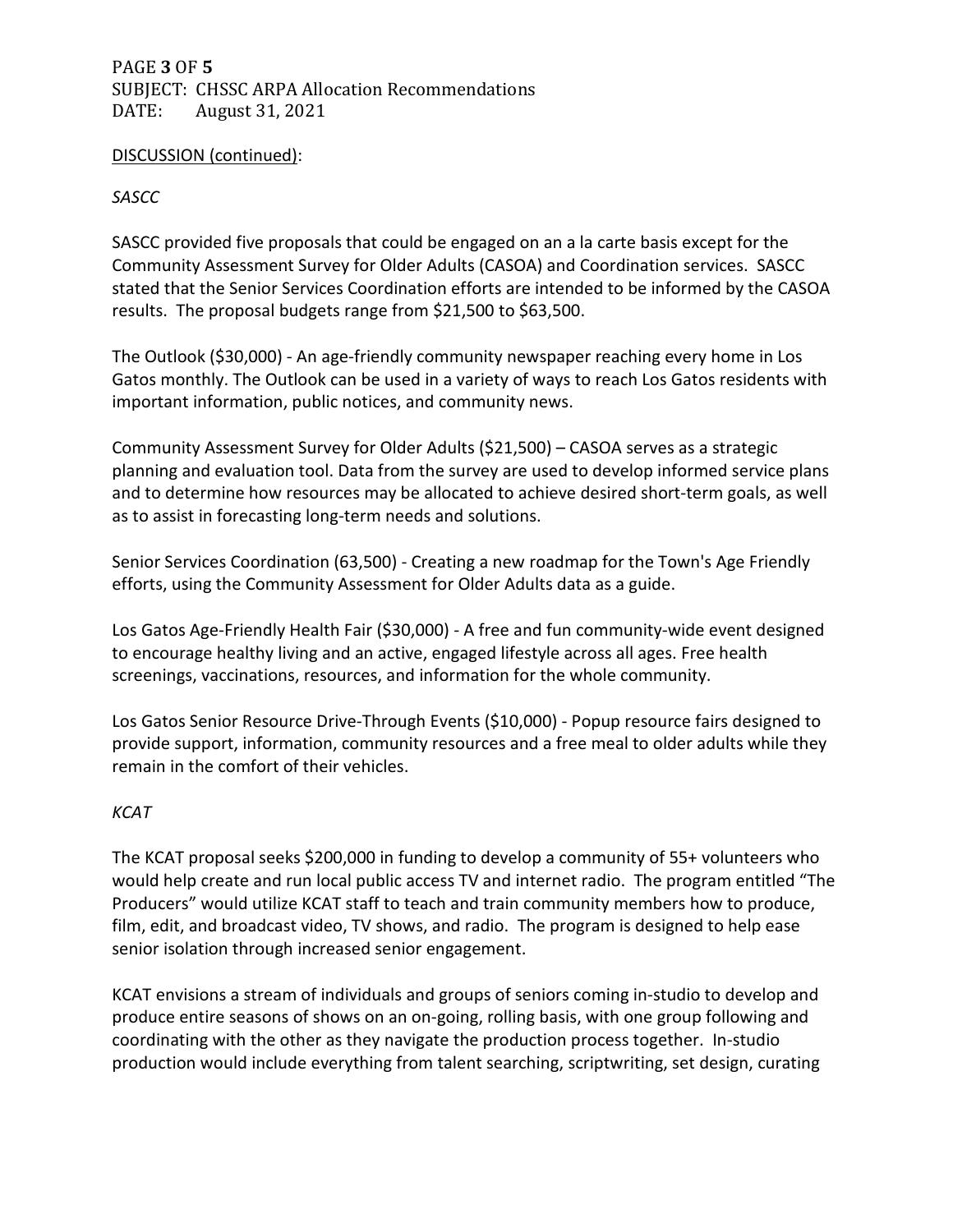DISCUSSION (continued):

*SASCC*

SASCC provided five proposals that could be engaged on an a la carte basis except for the Community Assessment Survey for Older Adults (CASOA) and Coordination services. SASCC stated that the Senior Services Coordination efforts are intended to be informed by the CASOA results. The proposal budgets range from $21,500 to $63,500.

The Outlook ($30,000) - An age-friendly community newspaper reaching every home in Los Gatos monthly. The Outlook can be used in a variety of ways to reach Los Gatos residents with important information, public notices, and community news.

Community Assessment Survey for Older Adults ($21,500) – CASOA serves as a strategic planning and evaluation tool. Data from the survey are used to develop informed service plans and to determine how resources may be allocated to achieve desired short-term goals, as well as to assist in forecasting long-term needs and solutions.

Senior Services Coordination (63,500) - Creating a new roadmap for the Town's Age Friendly efforts, using the Community Assessment for Older Adults data as a guide.

Los Gatos Age-Friendly Health Fair ($30,000) - A free and fun community-wide event designed to encourage healthy living and an active, engaged lifestyle across all ages. Free health screenings, vaccinations, resources, and information for the whole community.

Los Gatos Senior Resource Drive-Through Events ($10,000) - Popup resource fairs designed to provide support, information, community resources and a free meal to older adults while they remain in the comfort of their vehicles.

*KCAT*

The KCAT proposal seeks $200,000 in funding to develop a community of 55+ volunteers who would help create and run local public access TV and internet radio. The program entitled "The Producers" would utilize KCAT staff to teach and train community members how to produce, film, edit, and broadcast video, TV shows, and radio. The program is designed to help ease senior isolation through increased senior engagement.

KCAT envisions a stream of individuals and groups of seniors coming in-studio to develop and produce entire seasons of shows on an on-going, rolling basis, with one group following and coordinating with the other as they navigate the production process together. In-studio production would include everything from talent searching, scriptwriting, set design, curating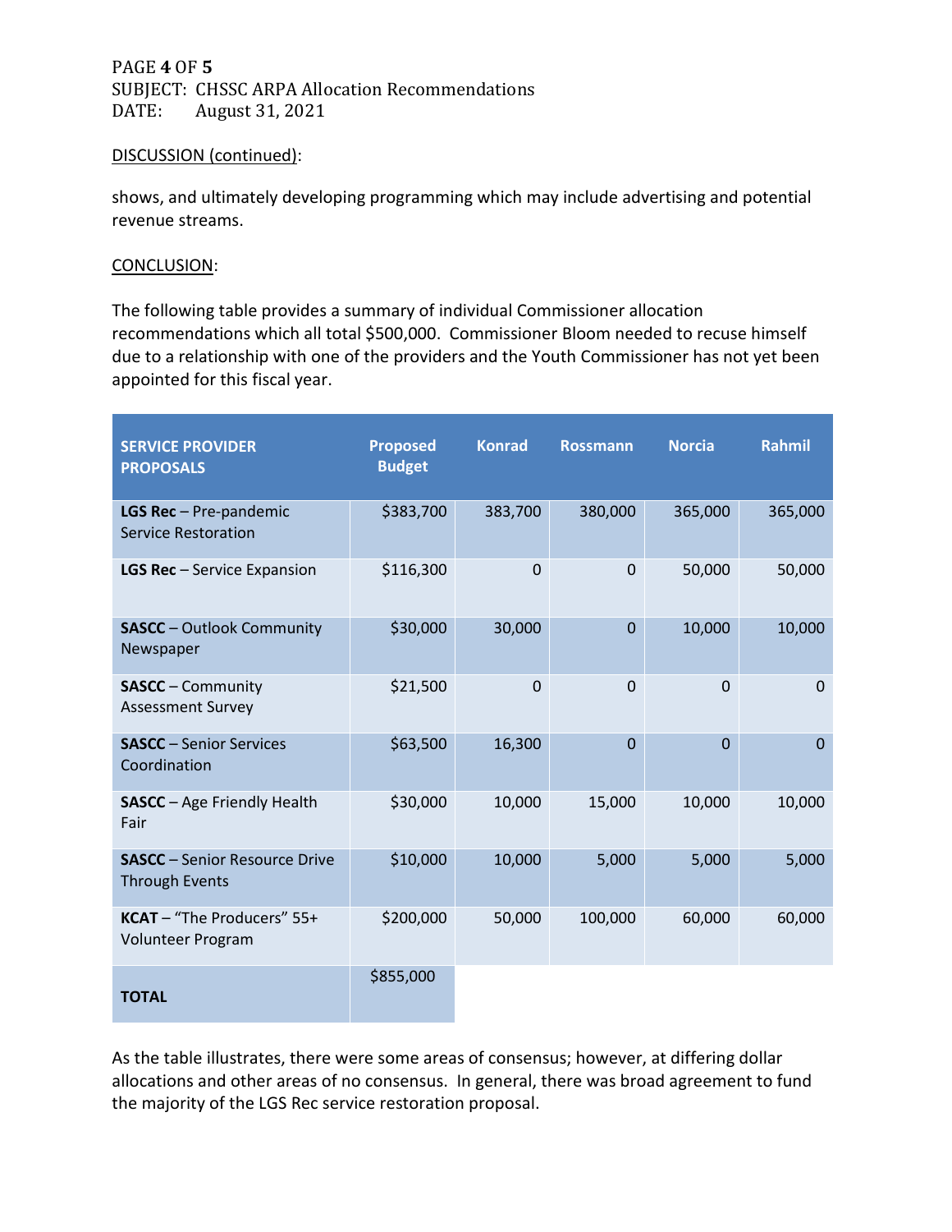DISCUSSION (continued):

shows, and ultimately developing programming which may include advertising and potential revenue streams.

CONCLUSION:

The following table provides a summary of individual Commissioner allocation recommendations which all total $500,000. Commissioner Bloom needed to recuse himself due to a relationship with one of the providers and the Youth Commissioner has not yet been appointed for this fiscal year.

| SERVICE PROVIDER PROPOSALS | Proposed Budget | Konrad | Rossmann | Norcia | Rahmil |
|---|---|---|---|---|---|
| **LGS Rec** – Pre-pandemic Service Restoration | $383,700 | 383,700 | 380,000 | 365,000 | 365,000 |
| **LGS Rec** – Service Expansion | $116,300 | 0 | 0 | 50,000 | 50,000 |
| **SASCC** – Outlook Community Newspaper | $30,000 | 30,000 | 0 | 10,000 | 10,000 |
| **SASCC** – Community Assessment Survey | $21,500 | 0 | 0 | 0 | 0 |
| **SASCC** – Senior Services Coordination | $63,500 | 16,300 | 0 | 0 | 0 |
| **SASCC** – Age Friendly Health Fair | $30,000 | 10,000 | 15,000 | 10,000 | 10,000 |
| **SASCC** – Senior Resource Drive Through Events | $10,000 | 10,000 | 5,000 | 5,000 | 5,000 |
| **KCAT** – "The Producers" 55+ Volunteer Program | $200,000 | 50,000 | 100,000 | 60,000 | 60,000 |
| **TOTAL** | $855,000 | | | | |

As the table illustrates, there were some areas of consensus; however, at differing dollar allocations and other areas of no consensus. In general, there was broad agreement to fund the majority of the LGS Rec service restoration proposal.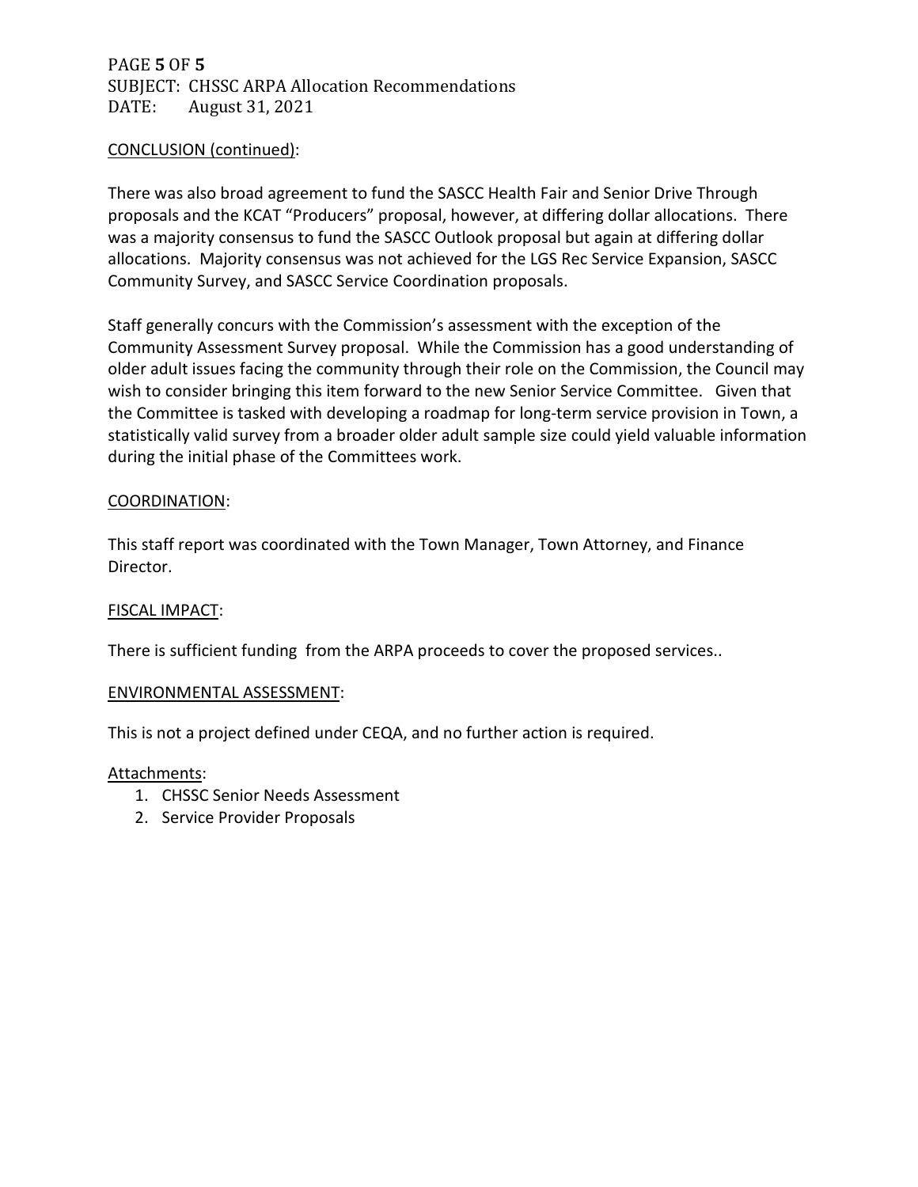CONCLUSION (continued):

There was also broad agreement to fund the SASCC Health Fair and Senior Drive Through proposals and the KCAT "Producers" proposal, however, at differing dollar allocations. There was a majority consensus to fund the SASCC Outlook proposal but again at differing dollar allocations. Majority consensus was not achieved for the LGS Rec Service Expansion, SASCC Community Survey, and SASCC Service Coordination proposals.

Staff generally concurs with the Commission's assessment with the exception of the Community Assessment Survey proposal. While the Commission has a good understanding of older adult issues facing the community through their role on the Commission, the Council may wish to consider bringing this item forward to the new Senior Service Committee. Given that the Committee is tasked with developing a roadmap for long-term service provision in Town, a statistically valid survey from a broader older adult sample size could yield valuable information during the initial phase of the Committees work.

COORDINATION:

This staff report was coordinated with the Town Manager, Town Attorney, and Finance Director.

FISCAL IMPACT:

There is sufficient funding from the ARPA proceeds to cover the proposed services..

ENVIRONMENTAL ASSESSMENT:

This is not a project defined under CEQA, and no further action is required.

Attachments:

1. CHSSC Senior Needs Assessment
2. Service Provider Proposals